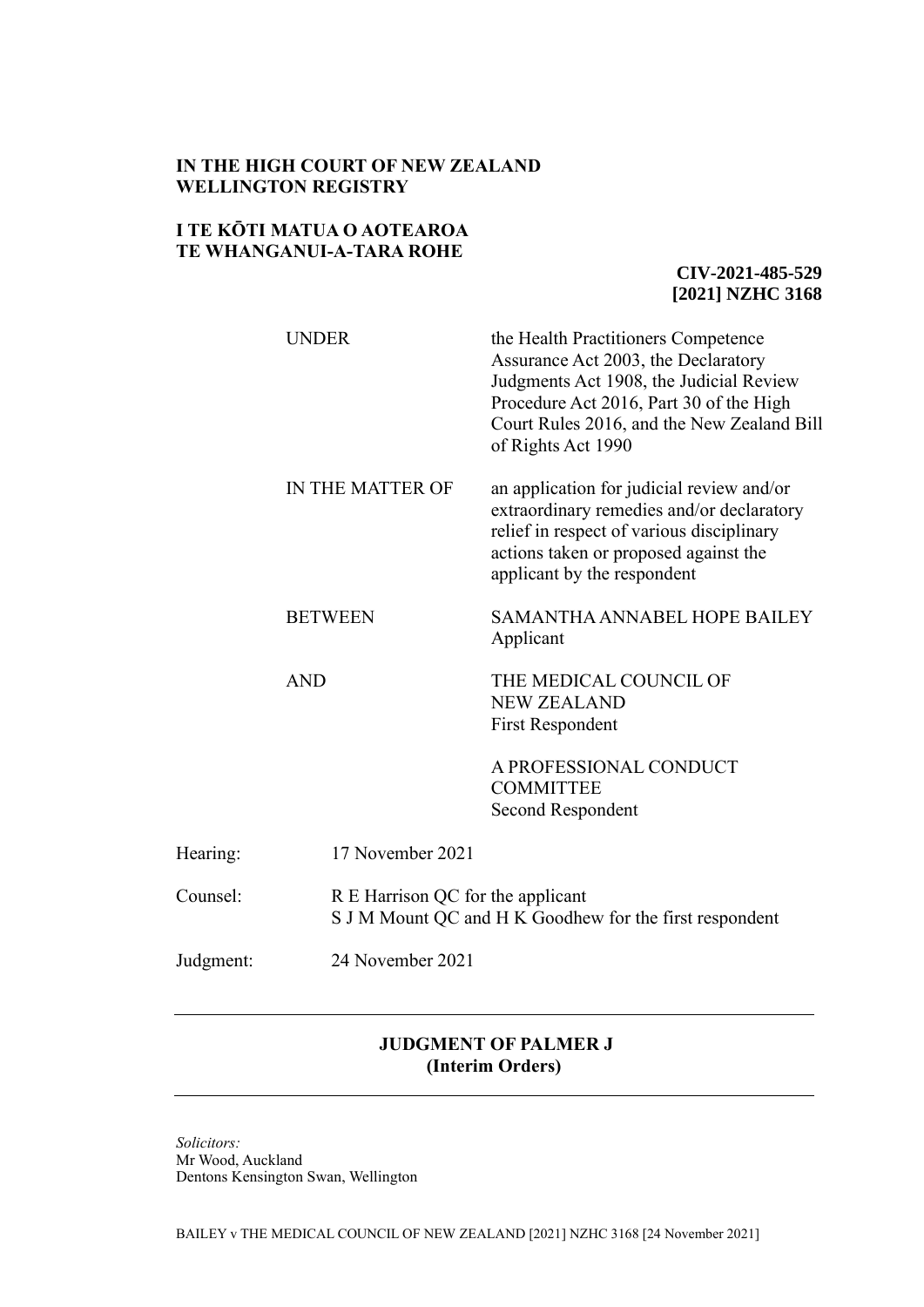**IN THE HIGH COURT OF NEW ZEALAND**
**WELLINGTON REGISTRY**

**I TE KŌTI MATUA O AOTEAROA**
**TE WHANGANUI-A-TARA ROHE**

**CIV-2021-485-529**
**[2021] NZHC 3168**

| | |
|---|---|
| UNDER | the Health Practitioners Competence Assurance Act 2003, the Declaratory Judgments Act 1908, the Judicial Review Procedure Act 2016, Part 30 of the High Court Rules 2016, and the New Zealand Bill of Rights Act 1990 |
| IN THE MATTER OF | an application for judicial review and/or extraordinary remedies and/or declaratory relief in respect of various disciplinary actions taken or proposed against the applicant by the respondent |
| BETWEEN | SAMANTHA ANNABEL HOPE BAILEY<br>Applicant |
| AND | THE MEDICAL COUNCIL OF NEW ZEALAND<br>First Respondent |
| | A PROFESSIONAL CONDUCT COMMITTEE<br>Second Respondent |

Hearing: 17 November 2021

Counsel: R E Harrison QC for the applicant
S J M Mount QC and H K Goodhew for the first respondent

Judgment: 24 November 2021

---

**JUDGMENT OF PALMER J**
**(Interim Orders)**

---

*Solicitors:*
Mr Wood, Auckland
Dentons Kensington Swan, Wellington

BAILEY v THE MEDICAL COUNCIL OF NEW ZEALAND [2021] NZHC 3168 [24 November 2021]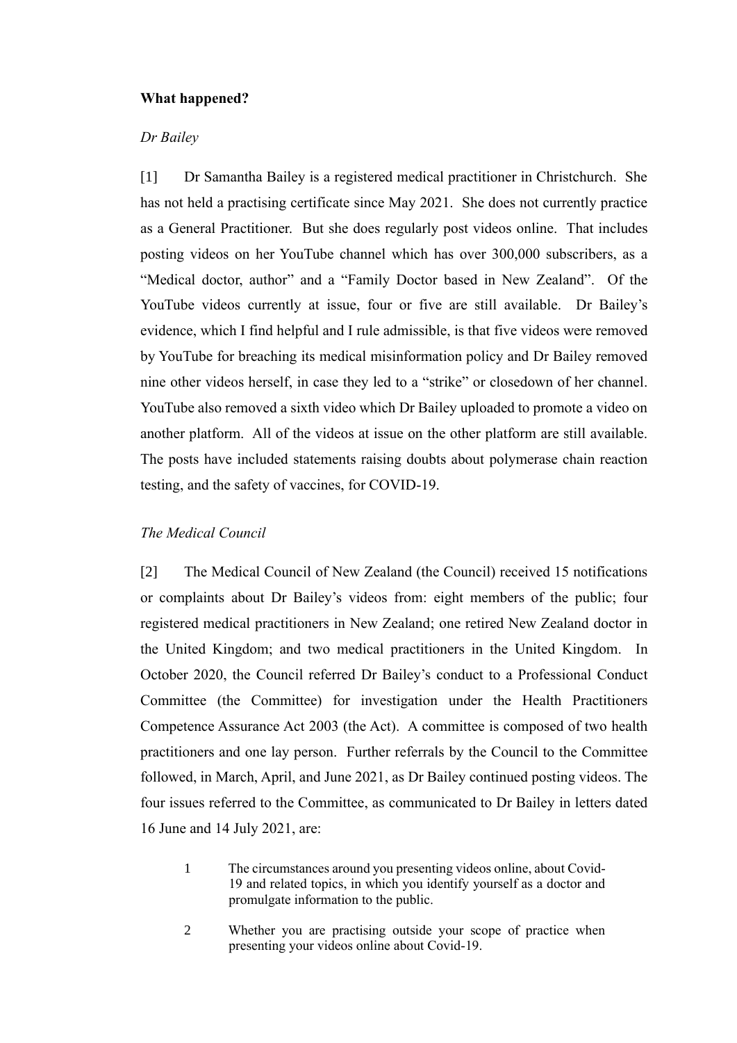**What happened?**

*Dr Bailey*

[1] Dr Samantha Bailey is a registered medical practitioner in Christchurch. She has not held a practising certificate since May 2021. She does not currently practice as a General Practitioner. But she does regularly post videos online. That includes posting videos on her YouTube channel which has over 300,000 subscribers, as a "Medical doctor, author" and a "Family Doctor based in New Zealand". Of the YouTube videos currently at issue, four or five are still available. Dr Bailey's evidence, which I find helpful and I rule admissible, is that five videos were removed by YouTube for breaching its medical misinformation policy and Dr Bailey removed nine other videos herself, in case they led to a "strike" or closedown of her channel. YouTube also removed a sixth video which Dr Bailey uploaded to promote a video on another platform. All of the videos at issue on the other platform are still available. The posts have included statements raising doubts about polymerase chain reaction testing, and the safety of vaccines, for COVID-19.

*The Medical Council*

[2] The Medical Council of New Zealand (the Council) received 15 notifications or complaints about Dr Bailey's videos from: eight members of the public; four registered medical practitioners in New Zealand; one retired New Zealand doctor in the United Kingdom; and two medical practitioners in the United Kingdom. In October 2020, the Council referred Dr Bailey's conduct to a Professional Conduct Committee (the Committee) for investigation under the Health Practitioners Competence Assurance Act 2003 (the Act). A committee is composed of two health practitioners and one lay person. Further referrals by the Council to the Committee followed, in March, April, and June 2021, as Dr Bailey continued posting videos. The four issues referred to the Committee, as communicated to Dr Bailey in letters dated 16 June and 14 July 2021, are:

> 1 The circumstances around you presenting videos online, about Covid-19 and related topics, in which you identify yourself as a doctor and promulgate information to the public.
>
> 2 Whether you are practising outside your scope of practice when presenting your videos online about Covid-19.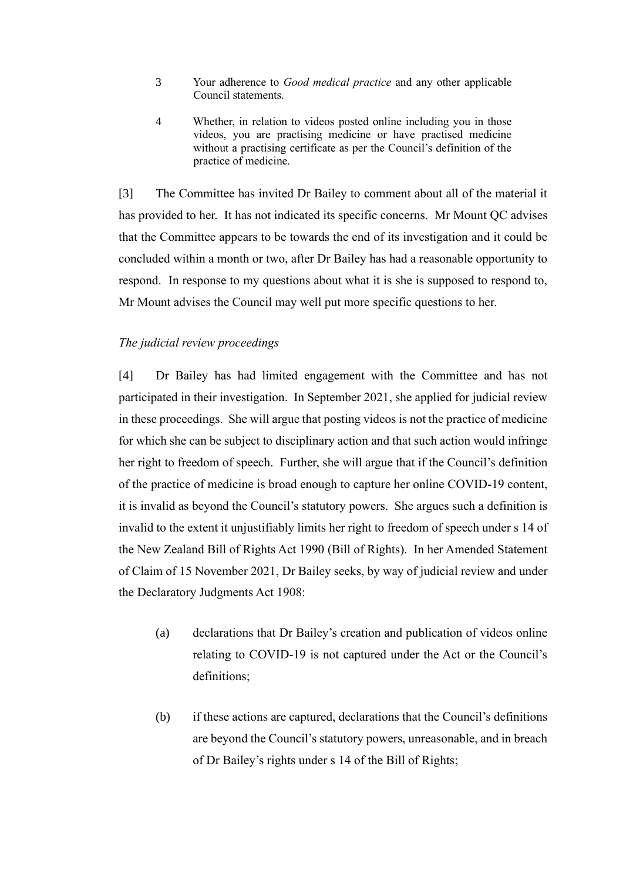3 Your adherence to *Good medical practice* and any other applicable Council statements.

4 Whether, in relation to videos posted online including you in those videos, you are practising medicine or have practised medicine without a practising certificate as per the Council's definition of the practice of medicine.

[3] The Committee has invited Dr Bailey to comment about all of the material it has provided to her. It has not indicated its specific concerns. Mr Mount QC advises that the Committee appears to be towards the end of its investigation and it could be concluded within a month or two, after Dr Bailey has had a reasonable opportunity to respond. In response to my questions about what it is she is supposed to respond to, Mr Mount advises the Council may well put more specific questions to her.

*The judicial review proceedings*

[4] Dr Bailey has had limited engagement with the Committee and has not participated in their investigation. In September 2021, she applied for judicial review in these proceedings. She will argue that posting videos is not the practice of medicine for which she can be subject to disciplinary action and that such action would infringe her right to freedom of speech. Further, she will argue that if the Council's definition of the practice of medicine is broad enough to capture her online COVID-19 content, it is invalid as beyond the Council's statutory powers. She argues such a definition is invalid to the extent it unjustifiably limits her right to freedom of speech under s 14 of the New Zealand Bill of Rights Act 1990 (Bill of Rights). In her Amended Statement of Claim of 15 November 2021, Dr Bailey seeks, by way of judicial review and under the Declaratory Judgments Act 1908:

(a) declarations that Dr Bailey's creation and publication of videos online relating to COVID-19 is not captured under the Act or the Council's definitions;

(b) if these actions are captured, declarations that the Council's definitions are beyond the Council's statutory powers, unreasonable, and in breach of Dr Bailey's rights under s 14 of the Bill of Rights;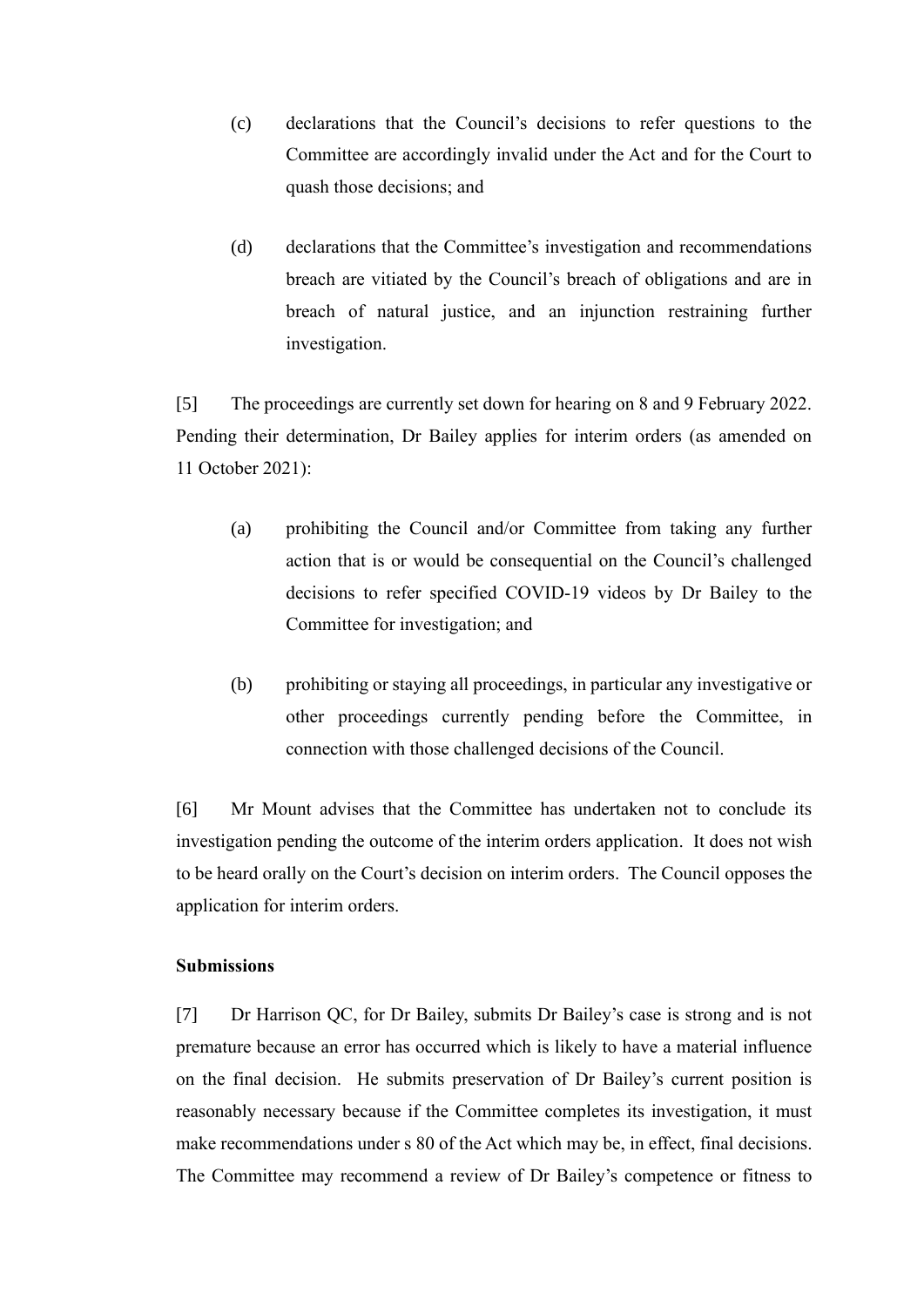(c) declarations that the Council's decisions to refer questions to the Committee are accordingly invalid under the Act and for the Court to quash those decisions; and

(d) declarations that the Committee's investigation and recommendations breach are vitiated by the Council's breach of obligations and are in breach of natural justice, and an injunction restraining further investigation.

[5] The proceedings are currently set down for hearing on 8 and 9 February 2022. Pending their determination, Dr Bailey applies for interim orders (as amended on 11 October 2021):

(a) prohibiting the Council and/or Committee from taking any further action that is or would be consequential on the Council's challenged decisions to refer specified COVID-19 videos by Dr Bailey to the Committee for investigation; and

(b) prohibiting or staying all proceedings, in particular any investigative or other proceedings currently pending before the Committee, in connection with those challenged decisions of the Council.

[6] Mr Mount advises that the Committee has undertaken not to conclude its investigation pending the outcome of the interim orders application. It does not wish to be heard orally on the Court's decision on interim orders. The Council opposes the application for interim orders.

**Submissions**

[7] Dr Harrison QC, for Dr Bailey, submits Dr Bailey's case is strong and is not premature because an error has occurred which is likely to have a material influence on the final decision. He submits preservation of Dr Bailey's current position is reasonably necessary because if the Committee completes its investigation, it must make recommendations under s 80 of the Act which may be, in effect, final decisions. The Committee may recommend a review of Dr Bailey's competence or fitness to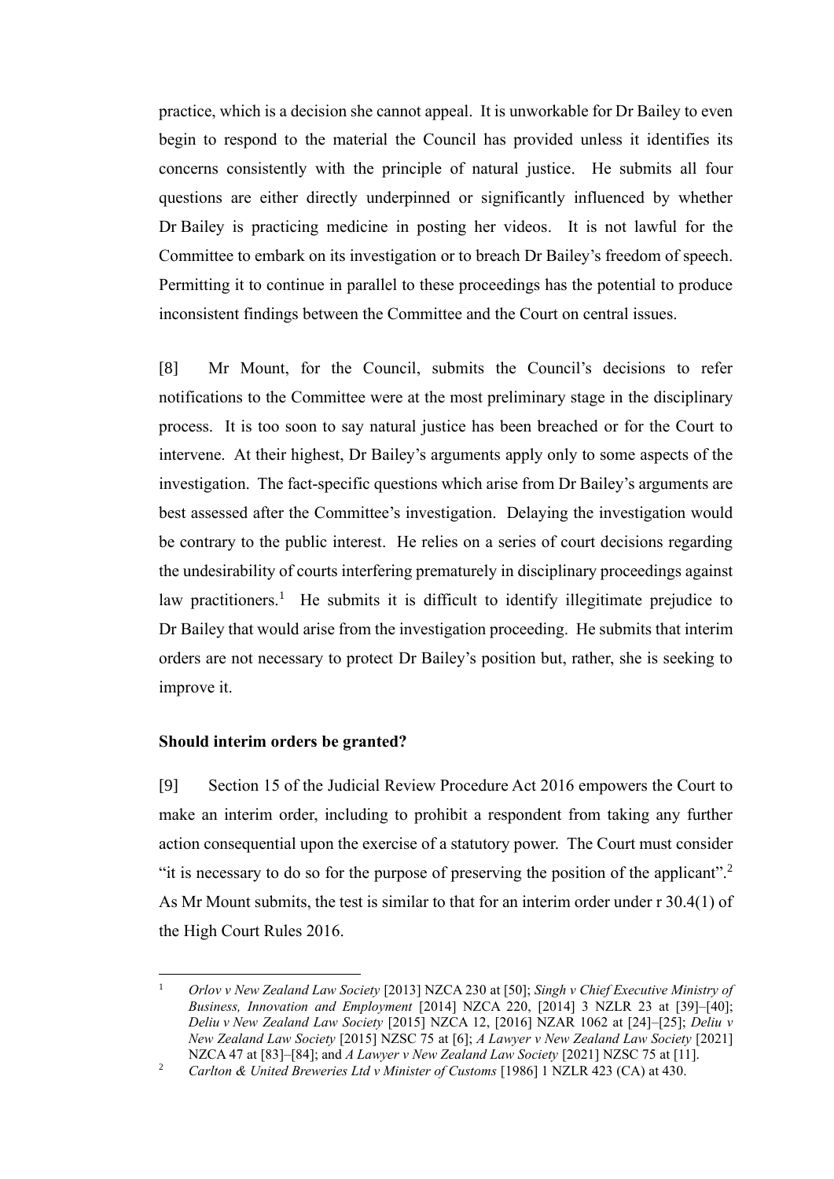practice, which is a decision she cannot appeal. It is unworkable for Dr Bailey to even begin to respond to the material the Council has provided unless it identifies its concerns consistently with the principle of natural justice. He submits all four questions are either directly underpinned or significantly influenced by whether Dr Bailey is practicing medicine in posting her videos. It is not lawful for the Committee to embark on its investigation or to breach Dr Bailey's freedom of speech. Permitting it to continue in parallel to these proceedings has the potential to produce inconsistent findings between the Committee and the Court on central issues.

[8] Mr Mount, for the Council, submits the Council's decisions to refer notifications to the Committee were at the most preliminary stage in the disciplinary process. It is too soon to say natural justice has been breached or for the Court to intervene. At their highest, Dr Bailey's arguments apply only to some aspects of the investigation. The fact-specific questions which arise from Dr Bailey's arguments are best assessed after the Committee's investigation. Delaying the investigation would be contrary to the public interest. He relies on a series of court decisions regarding the undesirability of courts interfering prematurely in disciplinary proceedings against law practitioners.[1] He submits it is difficult to identify illegitimate prejudice to Dr Bailey that would arise from the investigation proceeding. He submits that interim orders are not necessary to protect Dr Bailey's position but, rather, she is seeking to improve it.

### Should interim orders be granted?

[9] Section 15 of the Judicial Review Procedure Act 2016 empowers the Court to make an interim order, including to prohibit a respondent from taking any further action consequential upon the exercise of a statutory power. The Court must consider "it is necessary to do so for the purpose of preserving the position of the applicant".[2] As Mr Mount submits, the test is similar to that for an interim order under r 30.4(1) of the High Court Rules 2016.

---

[1] *Orlov v New Zealand Law Society* [2013] NZCA 230 at [50]; *Singh v Chief Executive Ministry of Business, Innovation and Employment* [2014] NZCA 220, [2014] 3 NZLR 23 at [39]–[40]; *Deliu v New Zealand Law Society* [2015] NZCA 12, [2016] NZAR 1062 at [24]–[25]; *Deliu v New Zealand Law Society* [2015] NZSC 75 at [6]; *A Lawyer v New Zealand Law Society* [2021] NZCA 47 at [83]–[84]; and *A Lawyer v New Zealand Law Society* [2021] NZSC 75 at [11].

[2] *Carlton & United Breweries Ltd v Minister of Customs* [1986] 1 NZLR 423 (CA) at 430.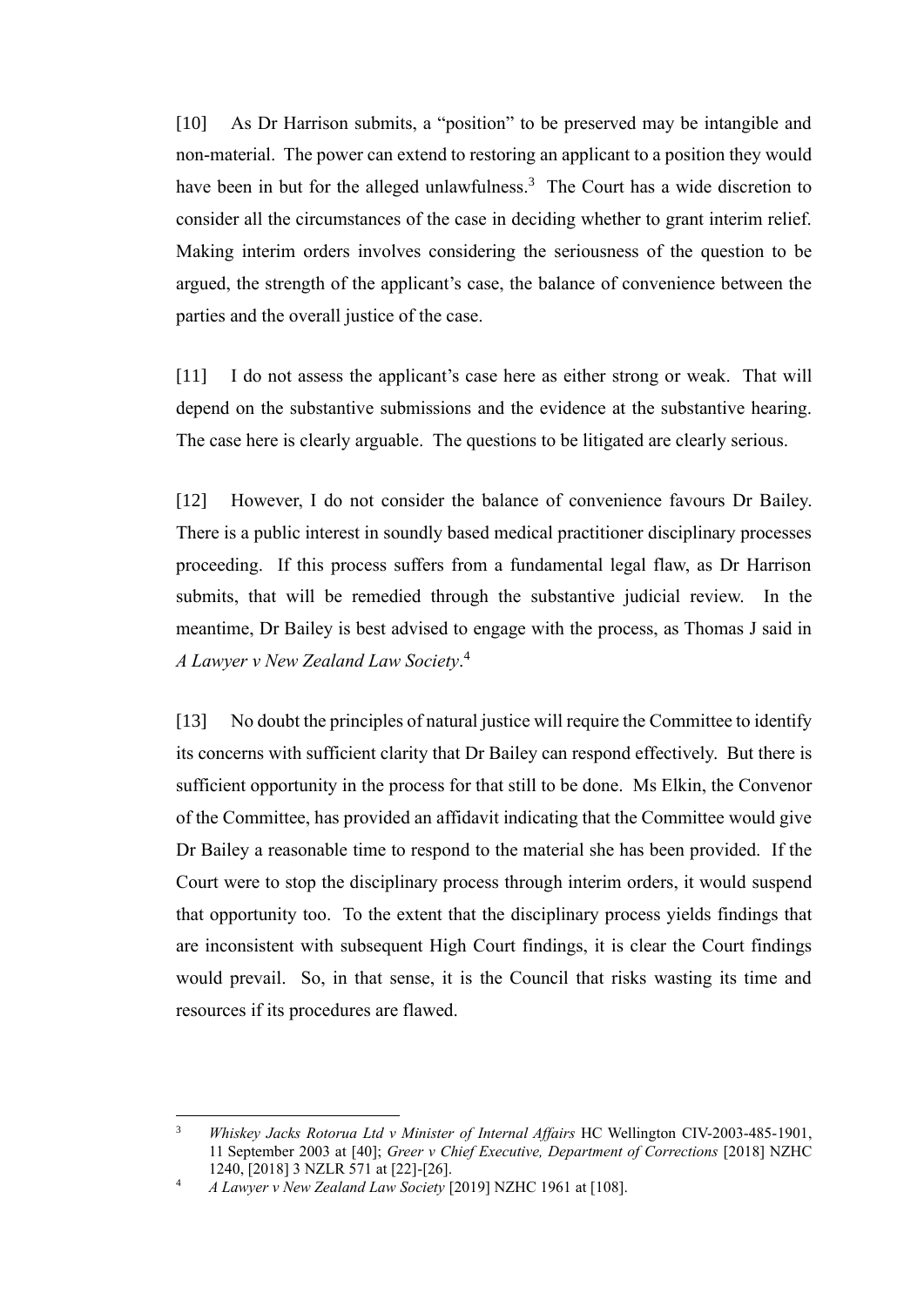[10] As Dr Harrison submits, a "position" to be preserved may be intangible and non-material. The power can extend to restoring an applicant to a position they would have been in but for the alleged unlawfulness.[3] The Court has a wide discretion to consider all the circumstances of the case in deciding whether to grant interim relief. Making interim orders involves considering the seriousness of the question to be argued, the strength of the applicant's case, the balance of convenience between the parties and the overall justice of the case.

[11] I do not assess the applicant's case here as either strong or weak. That will depend on the substantive submissions and the evidence at the substantive hearing. The case here is clearly arguable. The questions to be litigated are clearly serious.

[12] However, I do not consider the balance of convenience favours Dr Bailey. There is a public interest in soundly based medical practitioner disciplinary processes proceeding. If this process suffers from a fundamental legal flaw, as Dr Harrison submits, that will be remedied through the substantive judicial review. In the meantime, Dr Bailey is best advised to engage with the process, as Thomas J said in *A Lawyer v New Zealand Law Society*.[4]

[13] No doubt the principles of natural justice will require the Committee to identify its concerns with sufficient clarity that Dr Bailey can respond effectively. But there is sufficient opportunity in the process for that still to be done. Ms Elkin, the Convenor of the Committee, has provided an affidavit indicating that the Committee would give Dr Bailey a reasonable time to respond to the material she has been provided. If the Court were to stop the disciplinary process through interim orders, it would suspend that opportunity too. To the extent that the disciplinary process yields findings that are inconsistent with subsequent High Court findings, it is clear the Court findings would prevail. So, in that sense, it is the Council that risks wasting its time and resources if its procedures are flawed.

---

[3] *Whiskey Jacks Rotorua Ltd v Minister of Internal Affairs* HC Wellington CIV-2003-485-1901, 11 September 2003 at [40]; *Greer v Chief Executive, Department of Corrections* [2018] NZHC 1240, [2018] 3 NZLR 571 at [22]-[26].

[4] *A Lawyer v New Zealand Law Society* [2019] NZHC 1961 at [108].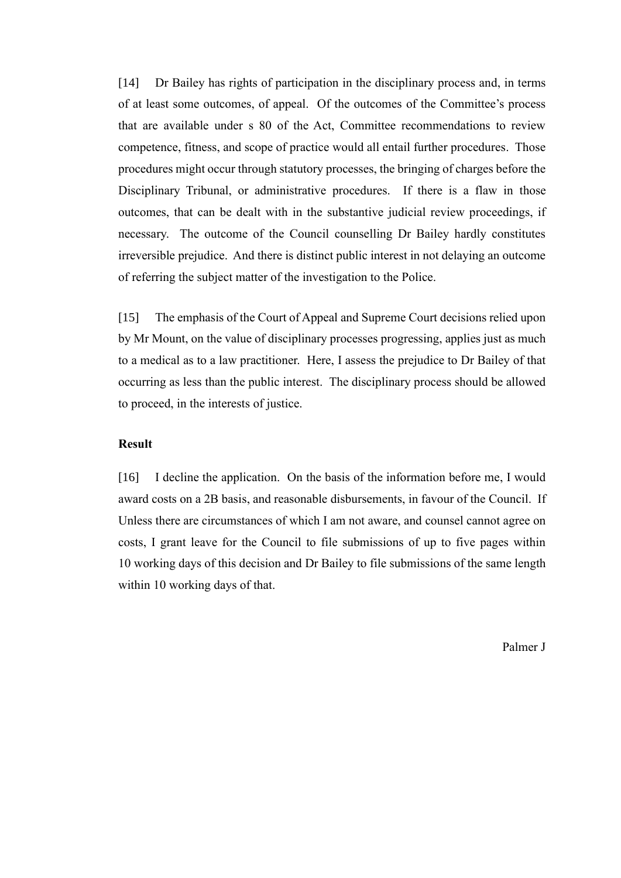[14] Dr Bailey has rights of participation in the disciplinary process and, in terms of at least some outcomes, of appeal. Of the outcomes of the Committee's process that are available under s 80 of the Act, Committee recommendations to review competence, fitness, and scope of practice would all entail further procedures. Those procedures might occur through statutory processes, the bringing of charges before the Disciplinary Tribunal, or administrative procedures. If there is a flaw in those outcomes, that can be dealt with in the substantive judicial review proceedings, if necessary. The outcome of the Council counselling Dr Bailey hardly constitutes irreversible prejudice. And there is distinct public interest in not delaying an outcome of referring the subject matter of the investigation to the Police.

[15] The emphasis of the Court of Appeal and Supreme Court decisions relied upon by Mr Mount, on the value of disciplinary processes progressing, applies just as much to a medical as to a law practitioner. Here, I assess the prejudice to Dr Bailey of that occurring as less than the public interest. The disciplinary process should be allowed to proceed, in the interests of justice.

**Result**

[16] I decline the application. On the basis of the information before me, I would award costs on a 2B basis, and reasonable disbursements, in favour of the Council. If Unless there are circumstances of which I am not aware, and counsel cannot agree on costs, I grant leave for the Council to file submissions of up to five pages within 10 working days of this decision and Dr Bailey to file submissions of the same length within 10 working days of that.

Palmer J